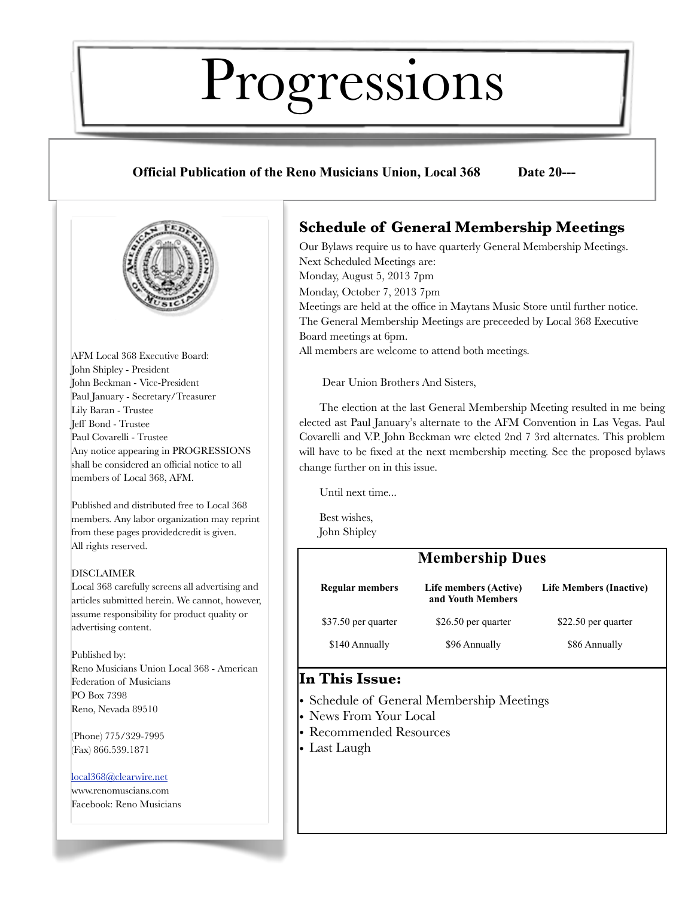# Progressions

**Official Publication of the Reno Musicians Union, Local 368 Date 20---**

AFM Local 368 Executive Board:
John Shipley - President
John Beckman - Vice-President
Paul January - Secretary/Treasurer
Lily Baran - Trustee
Jeff Bond - Trustee
Paul Covarelli - Trustee
Any notice appearing in PROGRESSIONS shall be considered an official notice to all members of Local 368, AFM.

Published and distributed free to Local 368 members. Any labor organization may reprint from these pages providedcredit is given.
All rights reserved.

DISCLAIMER
Local 368 carefully screens all advertising and articles submitted herein. We cannot, however, assume responsibility for product quality or advertising content.

Published by:
Reno Musicians Union Local 368 - American Federation of Musicians
PO Box 7398
Reno, Nevada 89510

(Phone) 775/329-7995
(Fax) 866.539.1871

local368@clearwire.net
www.renomuscians.com
Facebook: Reno Musicians

## Schedule of General Membership Meetings

Our Bylaws require us to have quarterly General Membership Meetings.
Next Scheduled Meetings are:
Monday, August 5, 2013 7pm
Monday, October 7, 2013 7pm
Meetings are held at the office in Maytans Music Store until further notice.
The General Membership Meetings are preceeded by Local 368 Executive Board meetings at 6pm.
All members are welcome to attend both meetings.

Dear Union Brothers And Sisters,

The election at the last General Membership Meeting resulted in me being elected ast Paul January's alternate to the AFM Convention in Las Vegas. Paul Covarelli and V.P. John Beckman wre elcted 2nd 7 3rd alternates. This problem will have to be fixed at the next membership meeting. See the proposed bylaws change further on in this issue.

Until next time...

Best wishes,
John Shipley

## Membership Dues

| Regular members | Life members (Active) and Youth Members | Life Members (Inactive) |
|---|---|---|
| $37.50 per quarter | $26.50 per quarter | $22.50 per quarter |
| $140 Annually | $96 Annually | $86 Annually |

## In This Issue:

- Schedule of General Membership Meetings
- News From Your Local
- Recommended Resources
- Last Laugh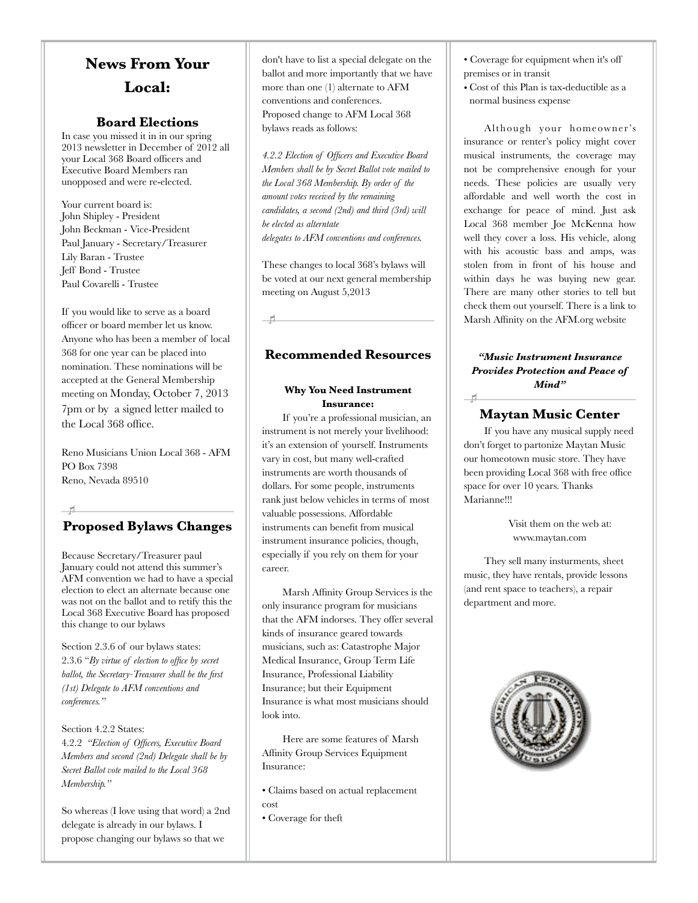# News From Your Local:

## Board Elections

In case you missed it in in our spring 2013 newsletter in December of 2012 all your Local 368 Board officers and Executive Board Members ran unopposed and were re-elected.

Your current board is:
John Shipley - President
John Beckman - Vice-President
Paul January - Secretary/Treasurer
Lily Baran - Trustee
Jeff Bond - Trustee
Paul Covarelli - Trustee

If you would like to serve as a board officer or board member let us know. Anyone who has been a member of local 368 for one year can be placed into nomination. These nominations will be accepted at the General Membership meeting on Monday, October 7, 2013 7pm or by a signed letter mailed to the Local 368 office.

Reno Musicians Union Local 368 - AFM
PO Box 7398
Reno, Nevada 89510

## Proposed Bylaws Changes

Because Secretary/Treasurer paul January could not attend this summer's AFM convention we had to have a special election to elect an alternate because one was not on the ballot and to retify this the Local 368 Executive Board has proposed this change to our bylaws

Section 2.3.6 of our bylaws states:
2.3.6 "*By virtue of election to office by secret ballot, the Secretary-Treasurer shall be the first (1st) Delegate to AFM conventions and conferences.*"

Section 4.2.2 States:
4.2.2 *"Election of Officers, Executive Board Members and second (2nd) Delegate shall be by Secret Ballot vote mailed to the Local 368 Membership."*

So whereas (I love using that word) a 2nd delegate is already in our bylaws. I propose changing our bylaws so that we don't have to list a special delegate on the ballot and more importantly that we have more than one (1) alternate to AFM conventions and conferences.
Proposed change to AFM Local 368 bylaws reads as follows:

*4.2.2 Election of Officers and Executive Board Members shall be by Secret Ballot vote mailed to the Local 368 Membership. By order of the amount votes received by the remaining candidates, a second (2nd) and third (3rd) will be elected as alterntate delegates to AFM conventions and conferences.*

These changes to local 368's bylaws will be voted at our next general membership meeting on August 5,2013

## Recommended Resources

### Why You Need Instrument Insurance:

If you're a professional musician, an instrument is not merely your livelihood: it's an extension of yourself. Instruments vary in cost, but many well-crafted instruments are worth thousands of dollars. For some people, instruments rank just below vehicles in terms of most valuable possessions. Affordable instruments can benefit from musical instrument insurance policies, though, especially if you rely on them for your career.

Marsh Affinity Group Services is the only insurance program for musicians that the AFM indorses. They offer several kinds of insurance geared towards musicians, such as: Catastrophe Major Medical Insurance, Group Term Life Insurance, Professional Liability Insurance; but their Equipment Insurance is what most musicians should look into.

Here are some features of Marsh Affinity Group Services Equipment Insurance:

- Claims based on actual replacement cost
- Coverage for theft
- Coverage for equipment when it's off premises or in transit
- Cost of this Plan is tax-deductible as a normal business expense

Although your homeowner's insurance or renter's policy might cover musical instruments, the coverage may not be comprehensive enough for your needs. These policies are usually very affordable and well worth the cost in exchange for peace of mind. Just ask Local 368 member Joe McKenna how well they cover a loss. His vehicle, along with his acoustic bass and amps, was stolen from in front of his house and within days he was buying new gear. There are many other stories to tell but check them out yourself. There is a link to Marsh Affinity on the AFM.org website

***"Music Instrument Insurance Provides Protection and Peace of Mind"***

## Maytan Music Center

If you have any musical supply need don't forget to partonize Maytan Music our homeotown music store. They have been providing Local 368 with free office space for over 10 years. Thanks Marianne!!!

Visit them on the web at:
www.maytan.com

They sell many insturments, sheet music, they have rentals, provide lessons (and rent space to teachers), a repair department and more.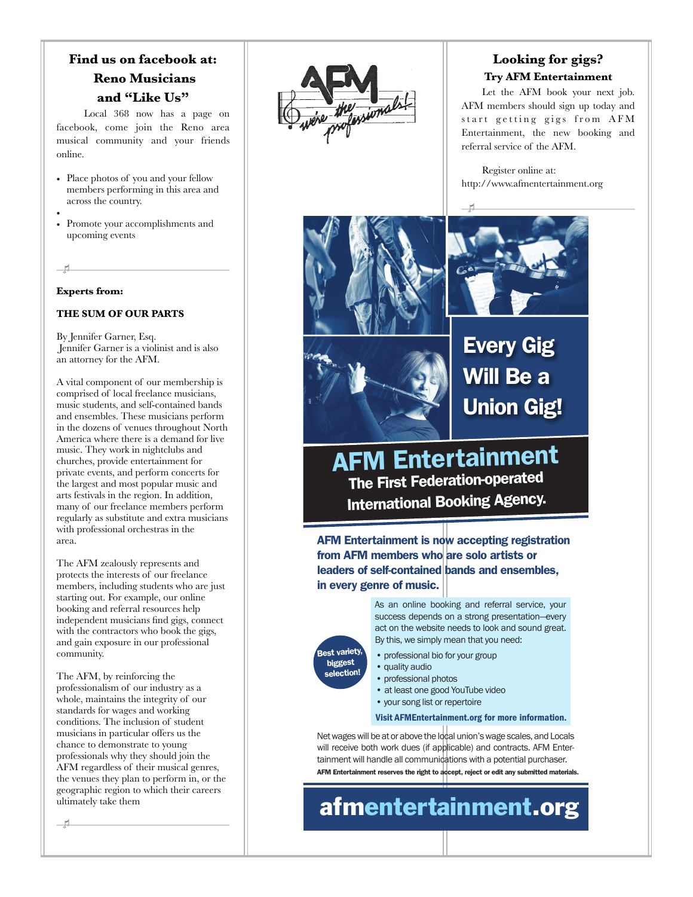## Find us on facebook at: Reno Musicians and "Like Us"

Local 368 now has a page on facebook, come join the Reno area musical community and your friends online.

- Place photos of you and your fellow members performing in this area and across the country.
- Promote your accomplishments and upcoming events

**Experts from:**

**THE SUM OF OUR PARTS**

By Jennifer Garner, Esq.
Jennifer Garner is a violinist and is also an attorney for the AFM.

A vital component of our membership is comprised of local freelance musicians, music students, and self-contained bands and ensembles. These musicians perform in the dozens of venues throughout North America where there is a demand for live music. They work in nightclubs and churches, provide entertainment for private events, and perform concerts for the largest and most popular music and arts festivals in the region. In addition, many of our freelance members perform regularly as substitute and extra musicians with professional orchestras in the area.

The AFM zealously represents and protects the interests of our freelance members, including students who are just starting out. For example, our online booking and referral resources help independent musicians find gigs, connect with the contractors who book the gigs, and gain exposure in our professional community.

The AFM, by reinforcing the professionalism of our industry as a whole, maintains the integrity of our standards for wages and working conditions. The inclusion of student musicians in particular offers us the chance to demonstrate to young professionals why they should join the AFM regardless of their musical genres, the venues they plan to perform in, or the geographic region to which their careers ultimately take them

AFM we're the professionals!

## Looking for gigs?

### Try AFM Entertainment

Let the AFM book your next job. AFM members should sign up today and start getting gigs from AFM Entertainment, the new booking and referral service of the AFM.

Register online at: http://www.afmentertainment.org

**Every Gig Will Be a Union Gig!**

## AFM Entertainment

**The First Federation-operated International Booking Agency.**

**AFM Entertainment is now accepting registration from AFM members who are solo artists or leaders of self-contained bands and ensembles, in every genre of music.**

**Best variety, biggest selection!**

As an online booking and referral service, your success depends on a strong presentation—every act on the website needs to look and sound great. By this, we simply mean that you need:

- professional bio for your group
- quality audio
- professional photos
- at least one good YouTube video
- your song list or repertoire

**Visit AFMEntertainment.org for more information.**

Net wages will be at or above the local union's wage scales, and Locals will receive both work dues (if applicable) and contracts. AFM Entertainment will handle all communications with a potential purchaser.

**AFM Entertainment reserves the right to accept, reject or edit any submitted materials.**

**afmentertainment.org**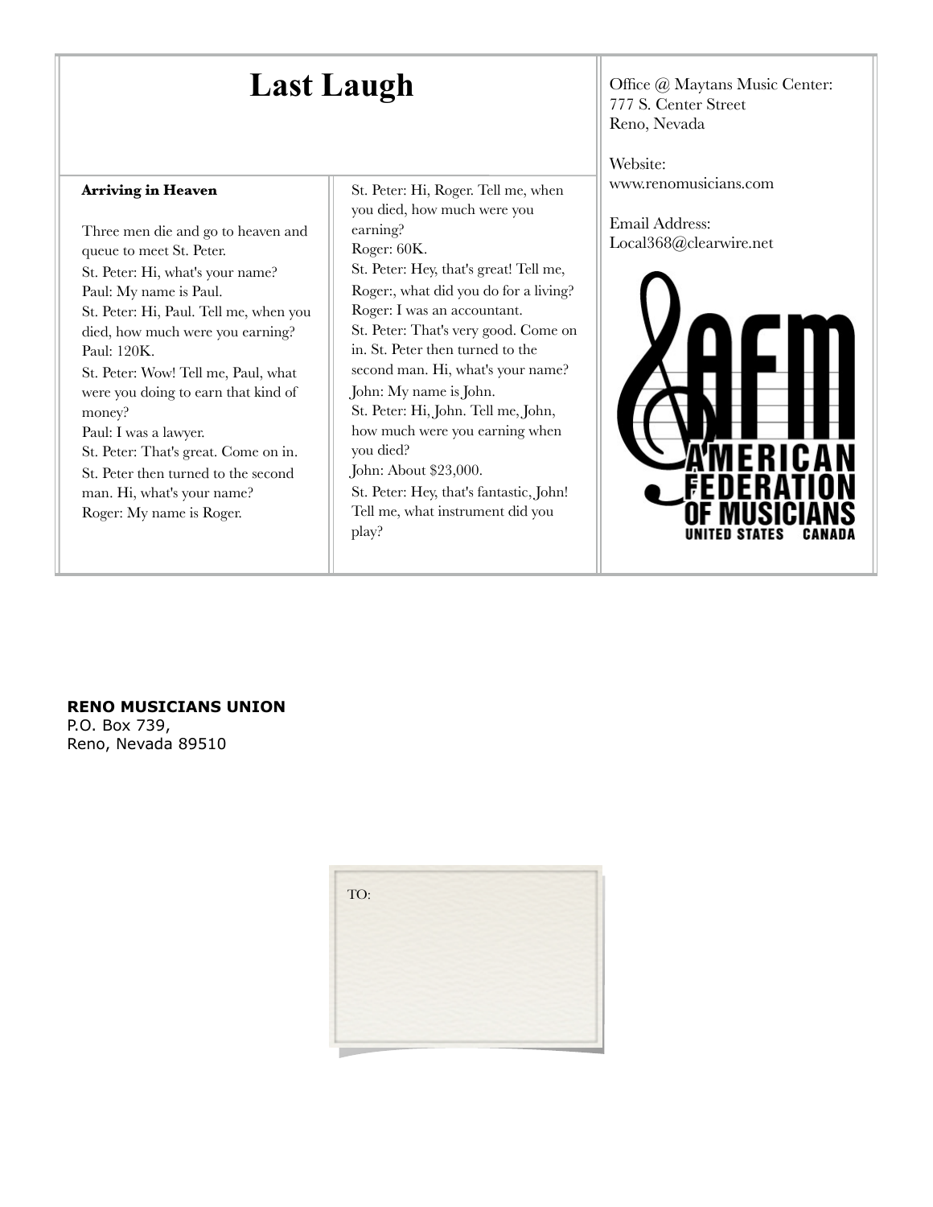# Last Laugh

### Arriving in Heaven

Three men die and go to heaven and queue to meet St. Peter.

St. Peter: Hi, what's your name?
Paul: My name is Paul.
St. Peter: Hi, Paul. Tell me, when you died, how much were you earning?
Paul: 120K.
St. Peter: Wow! Tell me, Paul, what were you doing to earn that kind of money?
Paul: I was a lawyer.
St. Peter: That's great. Come on in.
St. Peter then turned to the second man. Hi, what's your name?
Roger: My name is Roger.
St. Peter: Hi, Roger. Tell me, when you died, how much were you earning?
Roger: 60K.
St. Peter: Hey, that's great! Tell me, Roger:, what did you do for a living?
Roger: I was an accountant.
St. Peter: That's very good. Come on in. St. Peter then turned to the second man. Hi, what's your name?
John: My name is John.
St. Peter: Hi, John. Tell me, John, how much were you earning when you died?
John: About $23,000.
St. Peter: Hey, that's fantastic, John! Tell me, what instrument did you play?

Office @ Maytans Music Center:
777 S. Center Street
Reno, Nevada

Website:
www.renomusicians.com

Email Address:
Local368@clearwire.net

AFM
AMERICAN FEDERATION OF MUSICIANS
UNITED STATES CANADA

**RENO MUSICIANS UNION**
P.O. Box 739,
Reno, Nevada 89510

TO: